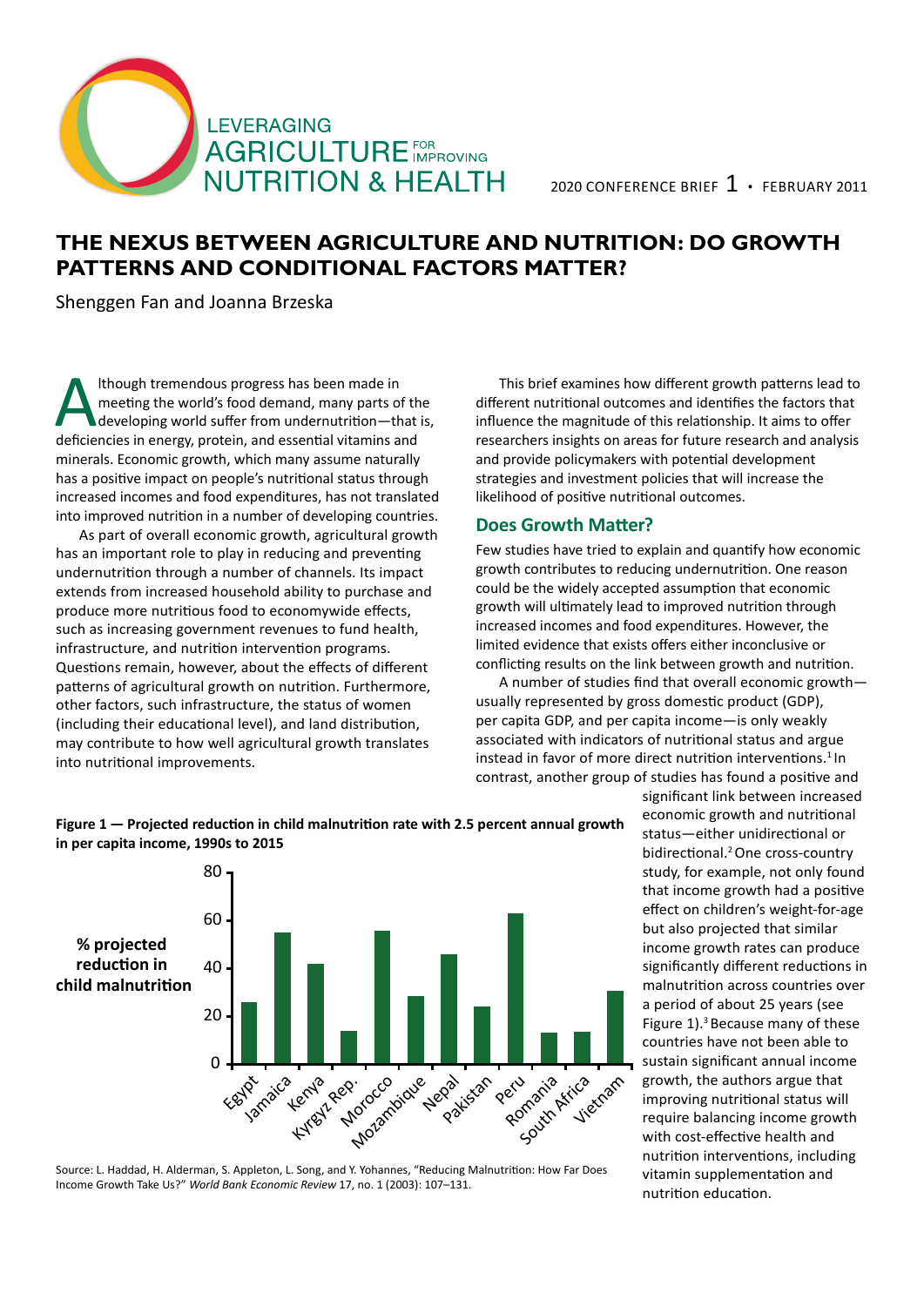LEVERAGING AGRICULTURE FOR IMPROVING NUTRITION & HEALTH

2020 CONFERENCE BRIEF 1 • FEBRUARY 2011

# THE NEXUS BETWEEN AGRICULTURE AND NUTRITION: DO GROWTH PATTERNS AND CONDITIONAL FACTORS MATTER?

Shenggen Fan and Joanna Brzeska

Although tremendous progress has been made in meeting the world's food demand, many parts of the developing world suffer from undernutrition—that is, deficiencies in energy, protein, and essential vitamins and minerals. Economic growth, which many assume naturally has a positive impact on people's nutritional status through increased incomes and food expenditures, has not translated into improved nutrition in a number of developing countries.

As part of overall economic growth, agricultural growth has an important role to play in reducing and preventing undernutrition through a number of channels. Its impact extends from increased household ability to purchase and produce more nutritious food to economywide effects, such as increasing government revenues to fund health, infrastructure, and nutrition intervention programs. Questions remain, however, about the effects of different patterns of agricultural growth on nutrition. Furthermore, other factors, such infrastructure, the status of women (including their educational level), and land distribution, may contribute to how well agricultural growth translates into nutritional improvements.

This brief examines how different growth patterns lead to different nutritional outcomes and identifies the factors that influence the magnitude of this relationship. It aims to offer researchers insights on areas for future research and analysis and provide policymakers with potential development strategies and investment policies that will increase the likelihood of positive nutritional outcomes.

## Does Growth Matter?

Few studies have tried to explain and quantify how economic growth contributes to reducing undernutrition. One reason could be the widely accepted assumption that economic growth will ultimately lead to improved nutrition through increased incomes and food expenditures. However, the limited evidence that exists offers either inconclusive or conflicting results on the link between growth and nutrition.

A number of studies find that overall economic growth—usually represented by gross domestic product (GDP), per capita GDP, and per capita income—is only weakly associated with indicators of nutritional status and argue instead in favor of more direct nutrition interventions.[1] In contrast, another group of studies has found a positive and significant link between increased economic growth and nutritional status—either unidirectional or bidirectional.[2] One cross-country study, for example, not only found that income growth had a positive effect on children's weight-for-age but also projected that similar income growth rates can produce significantly different reductions in malnutrition across countries over a period of about 25 years (see Figure 1).[3] Because many of these countries have not been able to sustain significant annual income growth, the authors argue that improving nutritional status will require balancing income growth with cost-effective health and nutrition interventions, including vitamin supplementation and nutrition education.

**Figure 1 — Projected reduction in child malnutrition rate with 2.5 percent annual growth in per capita income, 1990s to 2015**

| Country | % projected reduction in child malnutrition |
|---|---|
| Egypt | ~26 |
| Jamaica | ~55 |
| Kenya | ~42 |
| Kyrgyz Rep. | ~14 |
| Morocco | ~56 |
| Mozambique | ~29 |
| Nepal | ~46 |
| Pakistan | ~24 |
| Peru | ~63 |
| Romania | ~13 |
| South Africa | ~13 |
| Vietnam | ~31 |

Source: L. Haddad, H. Alderman, S. Appleton, L. Song, and Y. Yohannes, "Reducing Malnutrition: How Far Does Income Growth Take Us?" *World Bank Economic Review* 17, no. 1 (2003): 107–131.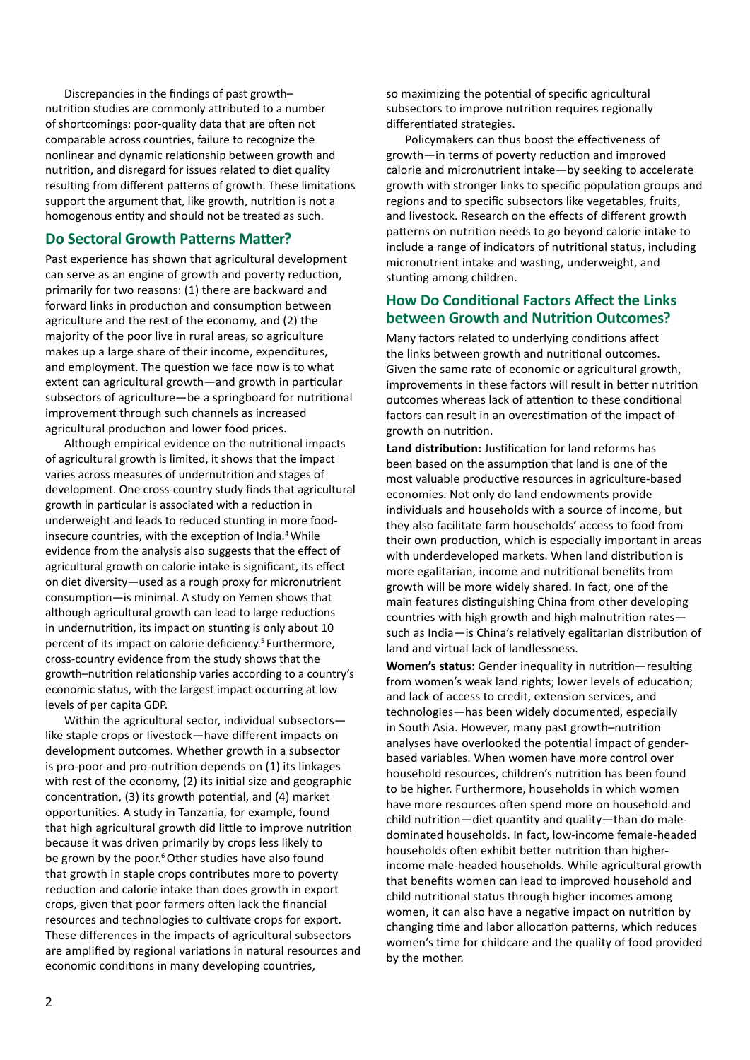Discrepancies in the findings of past growth–nutrition studies are commonly attributed to a number of shortcomings: poor-quality data that are often not comparable across countries, failure to recognize the nonlinear and dynamic relationship between growth and nutrition, and disregard for issues related to diet quality resulting from different patterns of growth. These limitations support the argument that, like growth, nutrition is not a homogenous entity and should not be treated as such.

## Do Sectoral Growth Patterns Matter?

Past experience has shown that agricultural development can serve as an engine of growth and poverty reduction, primarily for two reasons: (1) there are backward and forward links in production and consumption between agriculture and the rest of the economy, and (2) the majority of the poor live in rural areas, so agriculture makes up a large share of their income, expenditures, and employment. The question we face now is to what extent can agricultural growth—and growth in particular subsectors of agriculture—be a springboard for nutritional improvement through such channels as increased agricultural production and lower food prices.

Although empirical evidence on the nutritional impacts of agricultural growth is limited, it shows that the impact varies across measures of undernutrition and stages of development. One cross-country study finds that agricultural growth in particular is associated with a reduction in underweight and leads to reduced stunting in more food-insecure countries, with the exception of India.[4] While evidence from the analysis also suggests that the effect of agricultural growth on calorie intake is significant, its effect on diet diversity—used as a rough proxy for micronutrient consumption—is minimal. A study on Yemen shows that although agricultural growth can lead to large reductions in undernutrition, its impact on stunting is only about 10 percent of its impact on calorie deficiency.[5] Furthermore, cross-country evidence from the study shows that the growth–nutrition relationship varies according to a country's economic status, with the largest impact occurring at low levels of per capita GDP.

Within the agricultural sector, individual subsectors—like staple crops or livestock—have different impacts on development outcomes. Whether growth in a subsector is pro-poor and pro-nutrition depends on (1) its linkages with rest of the economy, (2) its initial size and geographic concentration, (3) its growth potential, and (4) market opportunities. A study in Tanzania, for example, found that high agricultural growth did little to improve nutrition because it was driven primarily by crops less likely to be grown by the poor.[6] Other studies have also found that growth in staple crops contributes more to poverty reduction and calorie intake than does growth in export crops, given that poor farmers often lack the financial resources and technologies to cultivate crops for export. These differences in the impacts of agricultural subsectors are amplified by regional variations in natural resources and economic conditions in many developing countries, so maximizing the potential of specific agricultural subsectors to improve nutrition requires regionally differentiated strategies.

Policymakers can thus boost the effectiveness of growth—in terms of poverty reduction and improved calorie and micronutrient intake—by seeking to accelerate growth with stronger links to specific population groups and regions and to specific subsectors like vegetables, fruits, and livestock. Research on the effects of different growth patterns on nutrition needs to go beyond calorie intake to include a range of indicators of nutritional status, including micronutrient intake and wasting, underweight, and stunting among children.

## How Do Conditional Factors Affect the Links between Growth and Nutrition Outcomes?

Many factors related to underlying conditions affect the links between growth and nutritional outcomes. Given the same rate of economic or agricultural growth, improvements in these factors will result in better nutrition outcomes whereas lack of attention to these conditional factors can result in an overestimation of the impact of growth on nutrition.

**Land distribution:** Justification for land reforms has been based on the assumption that land is one of the most valuable productive resources in agriculture-based economies. Not only do land endowments provide individuals and households with a source of income, but they also facilitate farm households' access to food from their own production, which is especially important in areas with underdeveloped markets. When land distribution is more egalitarian, income and nutritional benefits from growth will be more widely shared. In fact, one of the main features distinguishing China from other developing countries with high growth and high malnutrition rates—such as India—is China's relatively egalitarian distribution of land and virtual lack of landlessness.

**Women's status:** Gender inequality in nutrition—resulting from women's weak land rights; lower levels of education; and lack of access to credit, extension services, and technologies—has been widely documented, especially in South Asia. However, many past growth–nutrition analyses have overlooked the potential impact of gender-based variables. When women have more control over household resources, children's nutrition has been found to be higher. Furthermore, households in which women have more resources often spend more on household and child nutrition—diet quantity and quality—than do male-dominated households. In fact, low-income female-headed households often exhibit better nutrition than higher-income male-headed households. While agricultural growth that benefits women can lead to improved household and child nutritional status through higher incomes among women, it can also have a negative impact on nutrition by changing time and labor allocation patterns, which reduces women's time for childcare and the quality of food provided by the mother.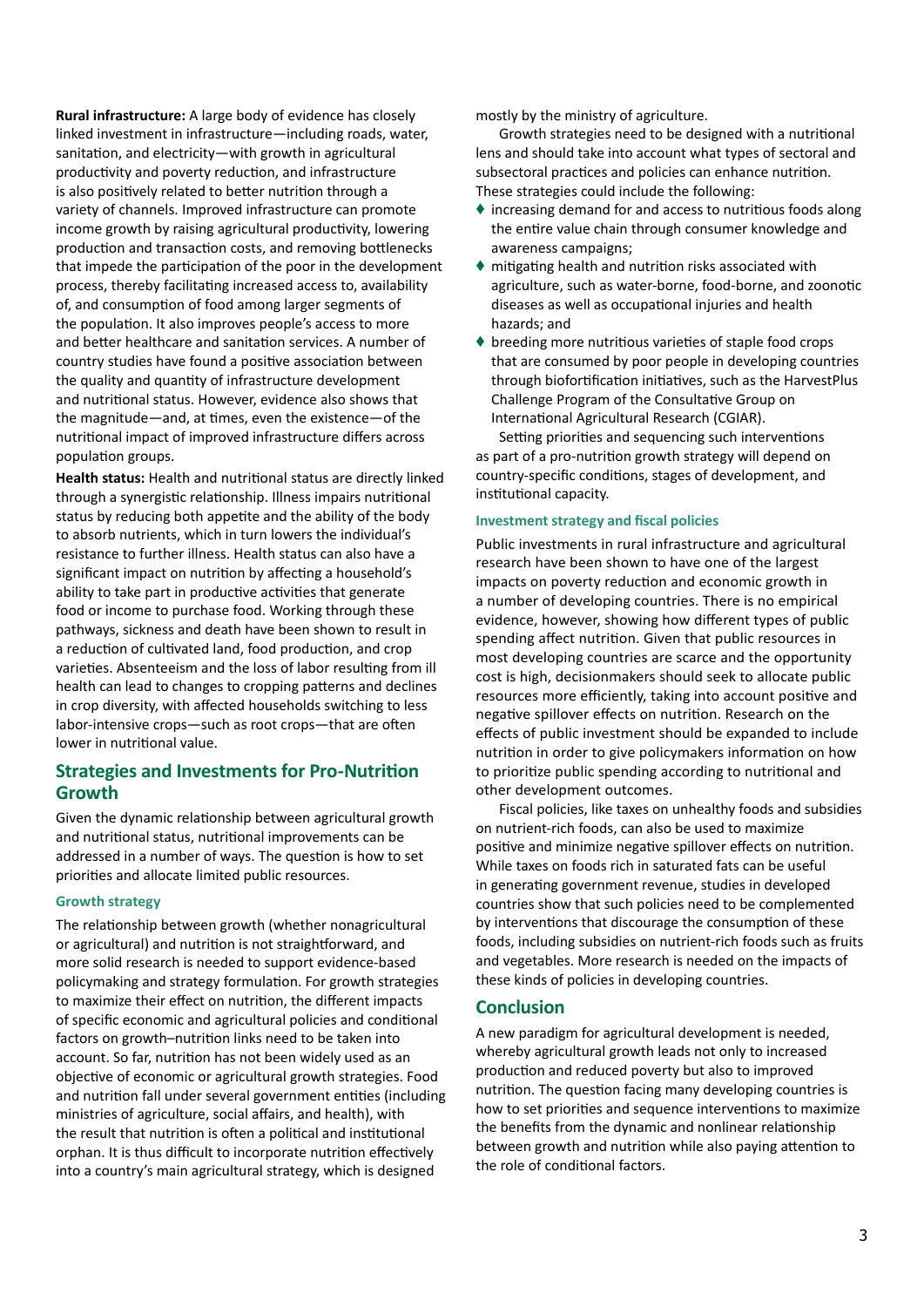**Rural infrastructure:** A large body of evidence has closely linked investment in infrastructure—including roads, water, sanitation, and electricity—with growth in agricultural productivity and poverty reduction, and infrastructure is also positively related to better nutrition through a variety of channels. Improved infrastructure can promote income growth by raising agricultural productivity, lowering production and transaction costs, and removing bottlenecks that impede the participation of the poor in the development process, thereby facilitating increased access to, availability of, and consumption of food among larger segments of the population. It also improves people's access to more and better healthcare and sanitation services. A number of country studies have found a positive association between the quality and quantity of infrastructure development and nutritional status. However, evidence also shows that the magnitude—and, at times, even the existence—of the nutritional impact of improved infrastructure differs across population groups.

**Health status:** Health and nutritional status are directly linked through a synergistic relationship. Illness impairs nutritional status by reducing both appetite and the ability of the body to absorb nutrients, which in turn lowers the individual's resistance to further illness. Health status can also have a significant impact on nutrition by affecting a household's ability to take part in productive activities that generate food or income to purchase food. Working through these pathways, sickness and death have been shown to result in a reduction of cultivated land, food production, and crop varieties. Absenteeism and the loss of labor resulting from ill health can lead to changes to cropping patterns and declines in crop diversity, with affected households switching to less labor-intensive crops—such as root crops—that are often lower in nutritional value.

## Strategies and Investments for Pro-Nutrition Growth

Given the dynamic relationship between agricultural growth and nutritional status, nutritional improvements can be addressed in a number of ways. The question is how to set priorities and allocate limited public resources.

### Growth strategy

The relationship between growth (whether nonagricultural or agricultural) and nutrition is not straightforward, and more solid research is needed to support evidence-based policymaking and strategy formulation. For growth strategies to maximize their effect on nutrition, the different impacts of specific economic and agricultural policies and conditional factors on growth–nutrition links need to be taken into account. So far, nutrition has not been widely used as an objective of economic or agricultural growth strategies. Food and nutrition fall under several government entities (including ministries of agriculture, social affairs, and health), with the result that nutrition is often a political and institutional orphan. It is thus difficult to incorporate nutrition effectively into a country's main agricultural strategy, which is designed mostly by the ministry of agriculture.

Growth strategies need to be designed with a nutritional lens and should take into account what types of sectoral and subsectoral practices and policies can enhance nutrition. These strategies could include the following:

- increasing demand for and access to nutritious foods along the entire value chain through consumer knowledge and awareness campaigns;
- mitigating health and nutrition risks associated with agriculture, such as water-borne, food-borne, and zoonotic diseases as well as occupational injuries and health hazards; and
- breeding more nutritious varieties of staple food crops that are consumed by poor people in developing countries through biofortification initiatives, such as the HarvestPlus Challenge Program of the Consultative Group on International Agricultural Research (CGIAR).

Setting priorities and sequencing such interventions as part of a pro-nutrition growth strategy will depend on country-specific conditions, stages of development, and institutional capacity.

### Investment strategy and fiscal policies

Public investments in rural infrastructure and agricultural research have been shown to have one of the largest impacts on poverty reduction and economic growth in a number of developing countries. There is no empirical evidence, however, showing how different types of public spending affect nutrition. Given that public resources in most developing countries are scarce and the opportunity cost is high, decisionmakers should seek to allocate public resources more efficiently, taking into account positive and negative spillover effects on nutrition. Research on the effects of public investment should be expanded to include nutrition in order to give policymakers information on how to prioritize public spending according to nutritional and other development outcomes.

Fiscal policies, like taxes on unhealthy foods and subsidies on nutrient-rich foods, can also be used to maximize positive and minimize negative spillover effects on nutrition. While taxes on foods rich in saturated fats can be useful in generating government revenue, studies in developed countries show that such policies need to be complemented by interventions that discourage the consumption of these foods, including subsidies on nutrient-rich foods such as fruits and vegetables. More research is needed on the impacts of these kinds of policies in developing countries.

## Conclusion

A new paradigm for agricultural development is needed, whereby agricultural growth leads not only to increased production and reduced poverty but also to improved nutrition. The question facing many developing countries is how to set priorities and sequence interventions to maximize the benefits from the dynamic and nonlinear relationship between growth and nutrition while also paying attention to the role of conditional factors.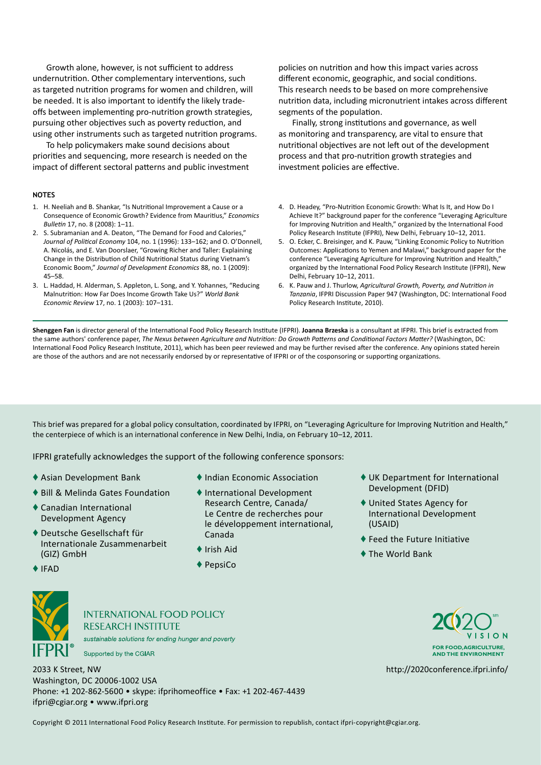Growth alone, however, is not sufficient to address undernutrition. Other complementary interventions, such as targeted nutrition programs for women and children, will be needed. It is also important to identify the likely trade-offs between implementing pro-nutrition growth strategies, pursuing other objectives such as poverty reduction, and using other instruments such as targeted nutrition programs.

To help policymakers make sound decisions about priorities and sequencing, more research is needed on the impact of different sectoral patterns and public investment policies on nutrition and how this impact varies across different economic, geographic, and social conditions. This research needs to be based on more comprehensive nutrition data, including micronutrient intakes across different segments of the population.

Finally, strong institutions and governance, as well as monitoring and transparency, are vital to ensure that nutritional objectives are not left out of the development process and that pro-nutrition growth strategies and investment policies are effective.

#### NOTES

1. H. Neeliah and B. Shankar, "Is Nutritional Improvement a Cause or a Consequence of Economic Growth? Evidence from Mauritius," *Economics Bulletin* 17, no. 8 (2008): 1–11.
2. S. Subramanian and A. Deaton, "The Demand for Food and Calories," *Journal of Political Economy* 104, no. 1 (1996): 133–162; and O. O'Donnell, A. Nicolás, and E. Van Doorslaer, "Growing Richer and Taller: Explaining Change in the Distribution of Child Nutritional Status during Vietnam's Economic Boom," *Journal of Development Economics* 88, no. 1 (2009): 45–58.
3. L. Haddad, H. Alderman, S. Appleton, L. Song, and Y. Yohannes, "Reducing Malnutrition: How Far Does Income Growth Take Us?" *World Bank Economic Review* 17, no. 1 (2003): 107–131.
4. D. Headey, "Pro-Nutrition Economic Growth: What Is It, and How Do I Achieve It?" background paper for the conference "Leveraging Agriculture for Improving Nutrition and Health," organized by the International Food Policy Research Institute (IFPRI), New Delhi, February 10–12, 2011.
5. O. Ecker, C. Breisinger, and K. Pauw, "Linking Economic Policy to Nutrition Outcomes: Applications to Yemen and Malawi," background paper for the conference "Leveraging Agriculture for Improving Nutrition and Health," organized by the International Food Policy Research Institute (IFPRI), New Delhi, February 10–12, 2011.
6. K. Pauw and J. Thurlow, *Agricultural Growth, Poverty, and Nutrition in Tanzania*, IFPRI Discussion Paper 947 (Washington, DC: International Food Policy Research Institute, 2010).

**Shenggen Fan** is director general of the International Food Policy Research Institute (IFPRI). **Joanna Brzeska** is a consultant at IFPRI. This brief is extracted from the same authors' conference paper, *The Nexus between Agriculture and Nutrition: Do Growth Patterns and Conditional Factors Matter?* (Washington, DC: International Food Policy Research Institute, 2011), which has been peer reviewed and may be further revised after the conference. Any opinions stated herein are those of the authors and are not necessarily endorsed by or representative of IFPRI or of the cosponsoring or supporting organizations.

This brief was prepared for a global policy consultation, coordinated by IFPRI, on "Leveraging Agriculture for Improving Nutrition and Health," the centerpiece of which is an international conference in New Delhi, India, on February 10–12, 2011.

IFPRI gratefully acknowledges the support of the following conference sponsors:

- Asian Development Bank
- Bill & Melinda Gates Foundation
- Canadian International Development Agency
- Deutsche Gesellschaft für Internationale Zusammenarbeit (GIZ) GmbH
- IFAD
- Indian Economic Association
- International Development Research Centre, Canada/ Le Centre de recherches pour le développement international, Canada
- Irish Aid
- PepsiCo
- UK Department for International Development (DFID)
- United States Agency for International Development (USAID)
- Feed the Future Initiative
- The World Bank

INTERNATIONAL FOOD POLICY RESEARCH INSTITUTE

*sustainable solutions for ending hunger and poverty*

Supported by the CGIAR

2033 K Street, NW
Washington, DC 20006-1002 USA
Phone: +1 202-862-5600 • skype: ifprihomeoffice • Fax: +1 202-467-4439
ifpri@cgiar.org • www.ifpri.org

2020 VISION FOR FOOD, AGRICULTURE, AND THE ENVIRONMENT

http://2020conference.ifpri.info/

Copyright © 2011 International Food Policy Research Institute. For permission to republish, contact ifpri-copyright@cgiar.org.